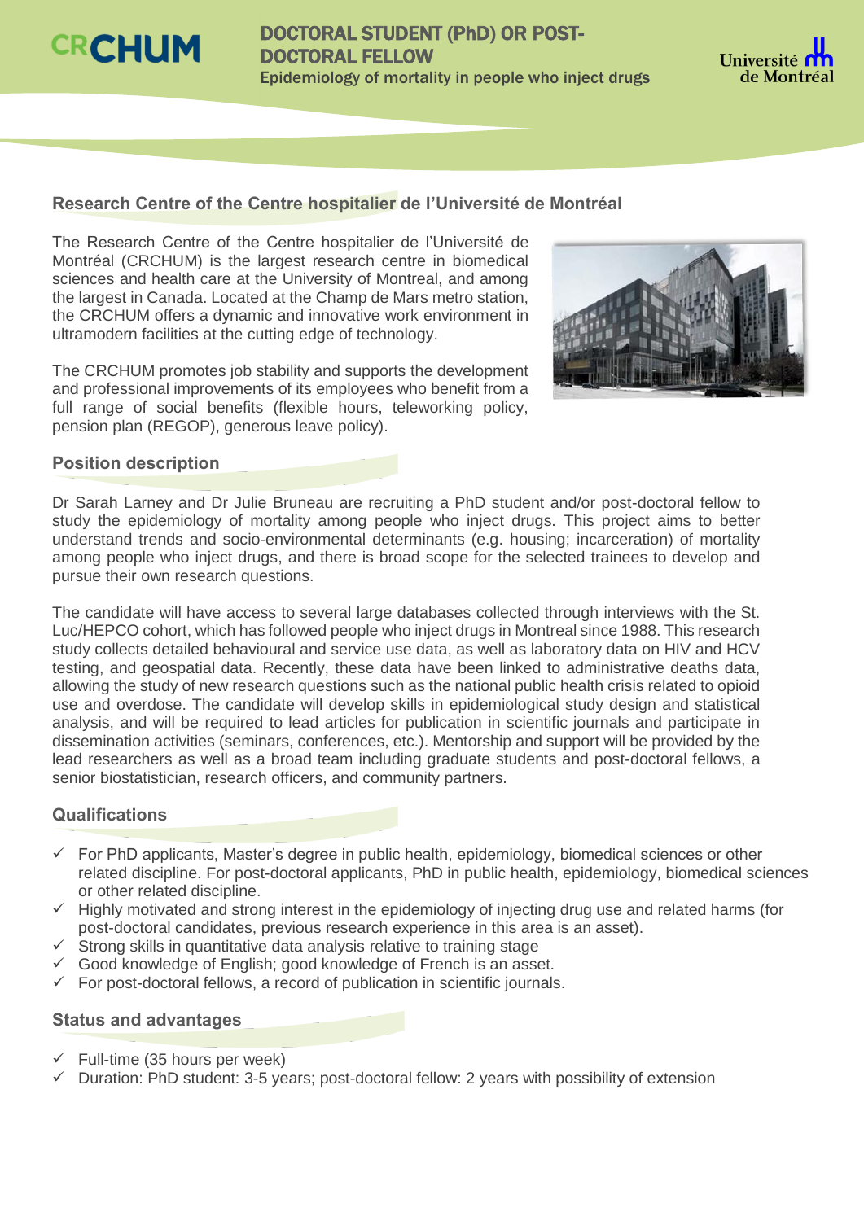CRCHUM

# DOCTORAL STUDENT (PhD) OR POST-DOCTORAL FELLOW

Epidemiology of mortality in people who inject drugs

Université de Montréal

## Research Centre of the Centre hospitalier de l'Université de Montréal

The Research Centre of the Centre hospitalier de l'Université de Montréal (CRCHUM) is the largest research centre in biomedical sciences and health care at the University of Montreal, and among the largest in Canada. Located at the Champ de Mars metro station, the CRCHUM offers a dynamic and innovative work environment in ultramodern facilities at the cutting edge of technology.

The CRCHUM promotes job stability and supports the development and professional improvements of its employees who benefit from a full range of social benefits (flexible hours, teleworking policy, pension plan (REGOP), generous leave policy).

## Position description

Dr Sarah Larney and Dr Julie Bruneau are recruiting a PhD student and/or post-doctoral fellow to study the epidemiology of mortality among people who inject drugs. This project aims to better understand trends and socio-environmental determinants (e.g. housing; incarceration) of mortality among people who inject drugs, and there is broad scope for the selected trainees to develop and pursue their own research questions.

The candidate will have access to several large databases collected through interviews with the St. Luc/HEPCO cohort, which has followed people who inject drugs in Montreal since 1988. This research study collects detailed behavioural and service use data, as well as laboratory data on HIV and HCV testing, and geospatial data. Recently, these data have been linked to administrative deaths data, allowing the study of new research questions such as the national public health crisis related to opioid use and overdose. The candidate will develop skills in epidemiological study design and statistical analysis, and will be required to lead articles for publication in scientific journals and participate in dissemination activities (seminars, conferences, etc.). Mentorship and support will be provided by the lead researchers as well as a broad team including graduate students and post-doctoral fellows, a senior biostatistician, research officers, and community partners.

## Qualifications

- ✓ For PhD applicants, Master's degree in public health, epidemiology, biomedical sciences or other related discipline. For post-doctoral applicants, PhD in public health, epidemiology, biomedical sciences or other related discipline.
- ✓ Highly motivated and strong interest in the epidemiology of injecting drug use and related harms (for post-doctoral candidates, previous research experience in this area is an asset).
- ✓ Strong skills in quantitative data analysis relative to training stage
- ✓ Good knowledge of English; good knowledge of French is an asset.
- ✓ For post-doctoral fellows, a record of publication in scientific journals.

## Status and advantages

- ✓ Full-time (35 hours per week)
- ✓ Duration: PhD student: 3-5 years; post-doctoral fellow: 2 years with possibility of extension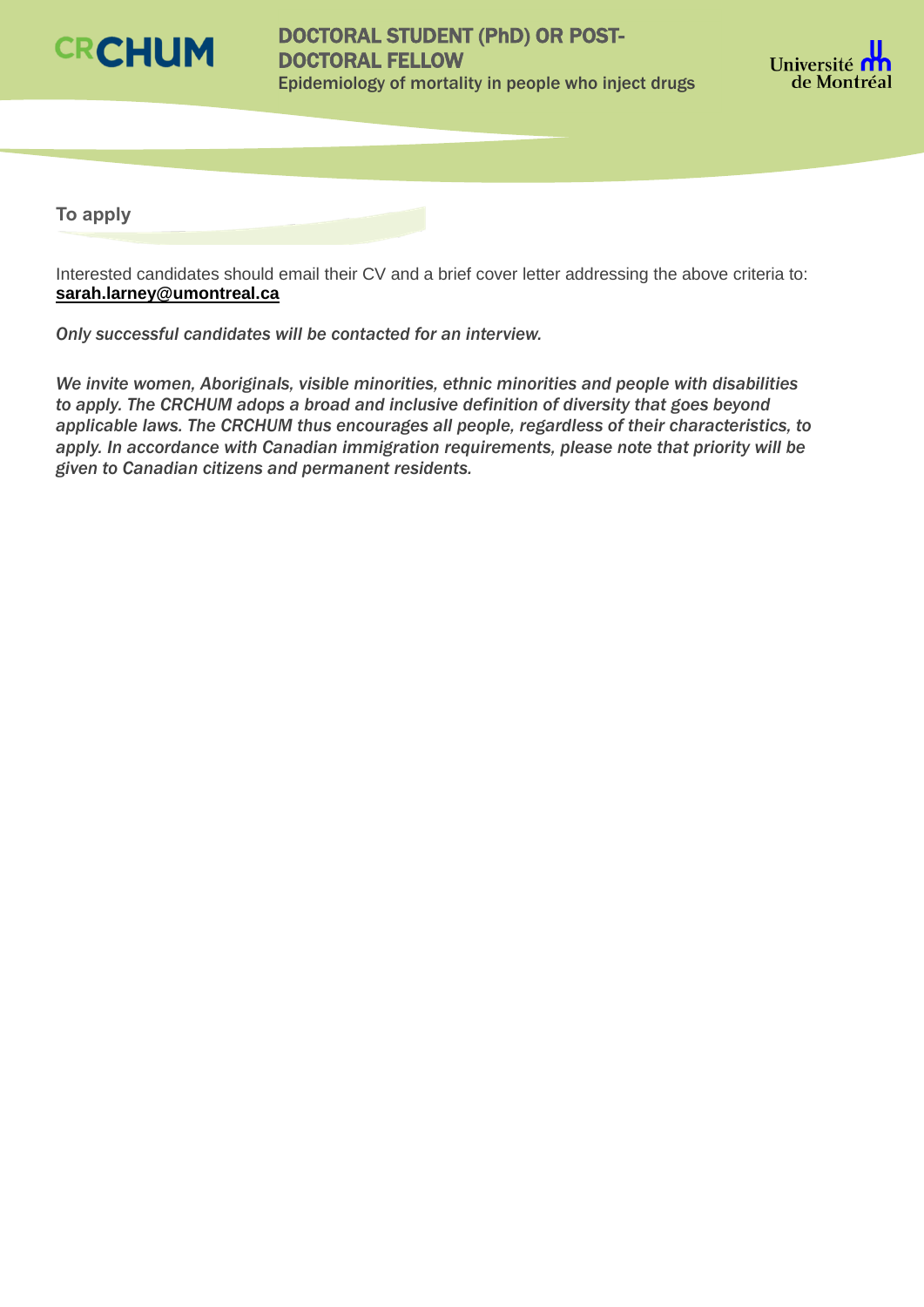## To apply

Interested candidates should email their CV and a brief cover letter addressing the above criteria to: **sarah.larney@umontreal.ca**

*Only successful candidates will be contacted for an interview.*

*We invite women, Aboriginals, visible minorities, ethnic minorities and people with disabilities to apply. The CRCHUM adops a broad and inclusive definition of diversity that goes beyond applicable laws. The CRCHUM thus encourages all people, regardless of their characteristics, to apply. In accordance with Canadian immigration requirements, please note that priority will be given to Canadian citizens and permanent residents.*